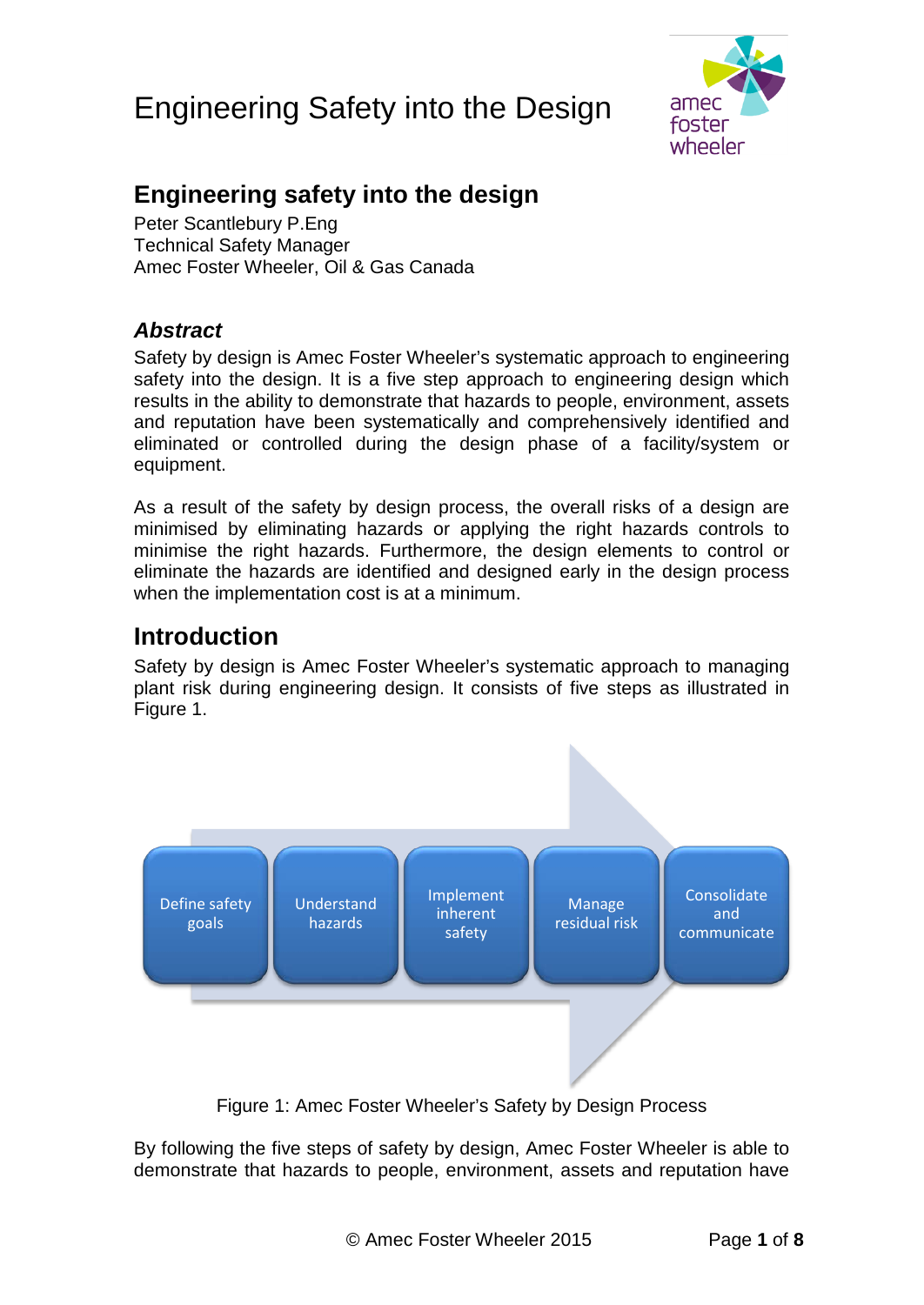# Engineering Safety into the Design

## Engineering safety into the design

Peter Scantlebury P.Eng
Technical Safety Manager
Amec Foster Wheeler, Oil & Gas Canada

### *Abstract*

Safety by design is Amec Foster Wheeler's systematic approach to engineering safety into the design. It is a five step approach to engineering design which results in the ability to demonstrate that hazards to people, environment, assets and reputation have been systematically and comprehensively identified and eliminated or controlled during the design phase of a facility/system or equipment.

As a result of the safety by design process, the overall risks of a design are minimised by eliminating hazards or applying the right hazards controls to minimise the right hazards. Furthermore, the design elements to control or eliminate the hazards are identified and designed early in the design process when the implementation cost is at a minimum.

## Introduction

Safety by design is Amec Foster Wheeler's systematic approach to managing plant risk during engineering design. It consists of five steps as illustrated in Figure 1.

Define safety goals → Understand hazards → Implement inherent safety → Manage residual risk → Consolidate and communicate

Figure 1: Amec Foster Wheeler's Safety by Design Process

By following the five steps of safety by design, Amec Foster Wheeler is able to demonstrate that hazards to people, environment, assets and reputation have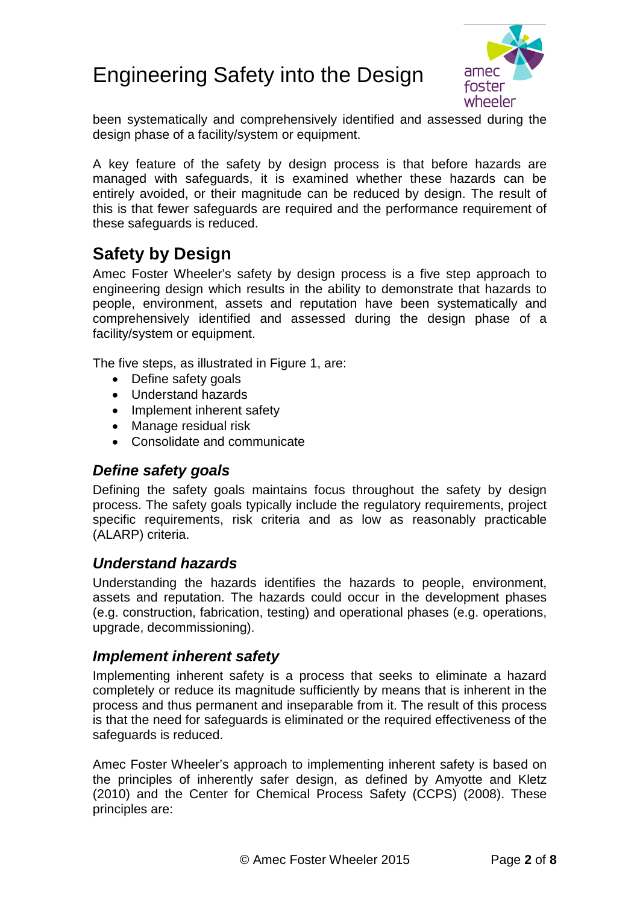been systematically and comprehensively identified and assessed during the design phase of a facility/system or equipment.

A key feature of the safety by design process is that before hazards are managed with safeguards, it is examined whether these hazards can be entirely avoided, or their magnitude can be reduced by design. The result of this is that fewer safeguards are required and the performance requirement of these safeguards is reduced.

## Safety by Design

Amec Foster Wheeler's safety by design process is a five step approach to engineering design which results in the ability to demonstrate that hazards to people, environment, assets and reputation have been systematically and comprehensively identified and assessed during the design phase of a facility/system or equipment.

The five steps, as illustrated in Figure 1, are:

- Define safety goals
- Understand hazards
- Implement inherent safety
- Manage residual risk
- Consolidate and communicate

### *Define safety goals*

Defining the safety goals maintains focus throughout the safety by design process. The safety goals typically include the regulatory requirements, project specific requirements, risk criteria and as low as reasonably practicable (ALARP) criteria.

### *Understand hazards*

Understanding the hazards identifies the hazards to people, environment, assets and reputation. The hazards could occur in the development phases (e.g. construction, fabrication, testing) and operational phases (e.g. operations, upgrade, decommissioning).

### *Implement inherent safety*

Implementing inherent safety is a process that seeks to eliminate a hazard completely or reduce its magnitude sufficiently by means that is inherent in the process and thus permanent and inseparable from it. The result of this process is that the need for safeguards is eliminated or the required effectiveness of the safeguards is reduced.

Amec Foster Wheeler's approach to implementing inherent safety is based on the principles of inherently safer design, as defined by Amyotte and Kletz (2010) and the Center for Chemical Process Safety (CCPS) (2008). These principles are: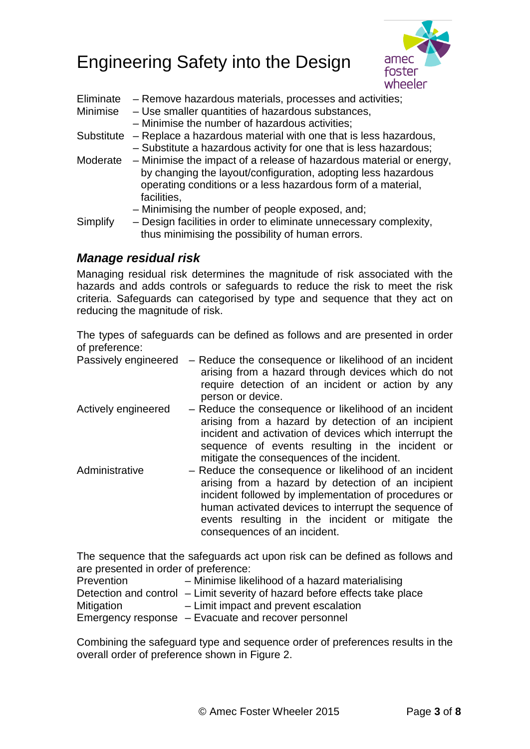# Engineering Safety into the Design

Eliminate – Remove hazardous materials, processes and activities;

Minimise – Use smaller quantities of hazardous substances,
– Minimise the number of hazardous activities;

Substitute – Replace a hazardous material with one that is less hazardous,
– Substitute a hazardous activity for one that is less hazardous;

Moderate – Minimise the impact of a release of hazardous material or energy, by changing the layout/configuration, adopting less hazardous operating conditions or a less hazardous form of a material, facilities,
– Minimising the number of people exposed, and;

Simplify – Design facilities in order to eliminate unnecessary complexity, thus minimising the possibility of human errors.

### *Manage residual risk*

Managing residual risk determines the magnitude of risk associated with the hazards and adds controls or safeguards to reduce the risk to meet the risk criteria. Safeguards can categorised by type and sequence that they act on reducing the magnitude of risk.

The types of safeguards can be defined as follows and are presented in order of preference:

Passively engineered – Reduce the consequence or likelihood of an incident arising from a hazard through devices which do not require detection of an incident or action by any person or device.

Actively engineered – Reduce the consequence or likelihood of an incident arising from a hazard by detection of an incipient incident and activation of devices which interrupt the sequence of events resulting in the incident or mitigate the consequences of the incident.

Administrative – Reduce the consequence or likelihood of an incident arising from a hazard by detection of an incipient incident followed by implementation of procedures or human activated devices to interrupt the sequence of events resulting in the incident or mitigate the consequences of an incident.

The sequence that the safeguards act upon risk can be defined as follows and are presented in order of preference:

Prevention – Minimise likelihood of a hazard materialising
Detection and control – Limit severity of hazard before effects take place
Mitigation – Limit impact and prevent escalation
Emergency response – Evacuate and recover personnel

Combining the safeguard type and sequence order of preferences results in the overall order of preference shown in Figure 2.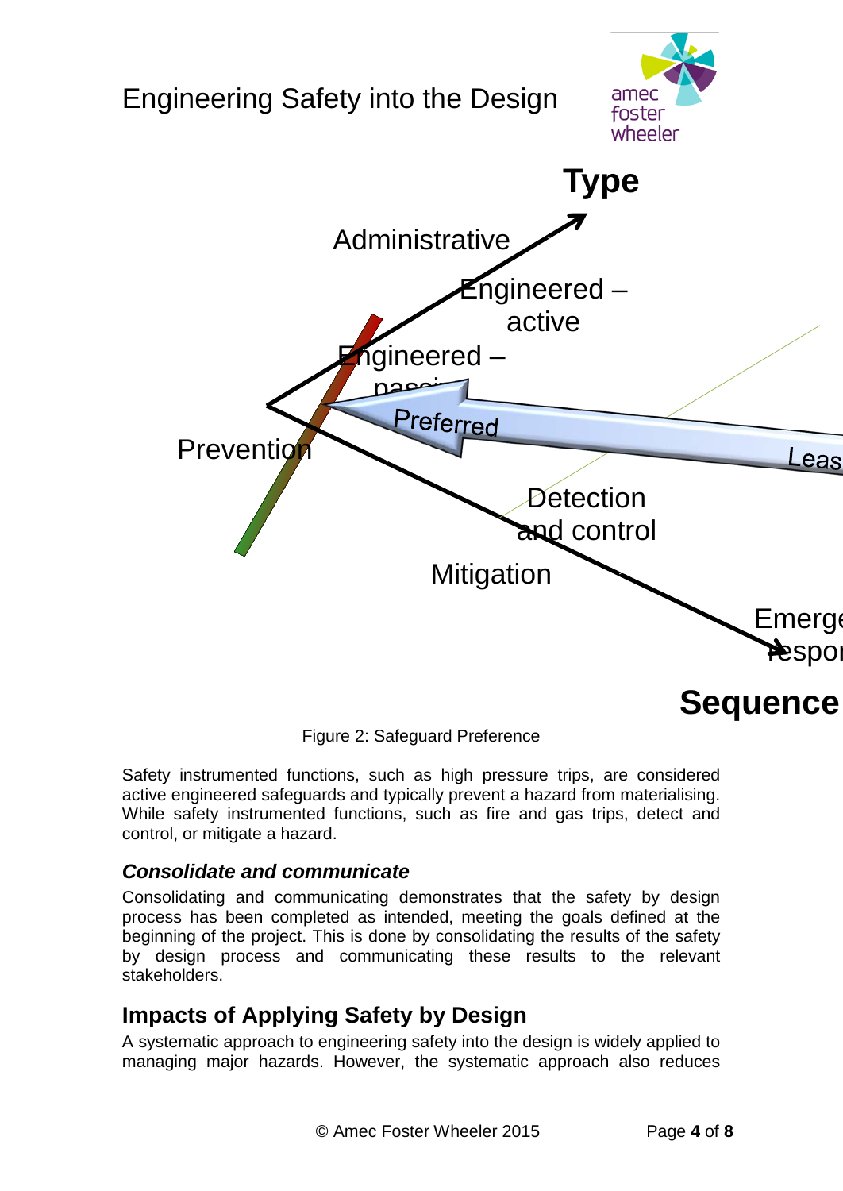## Engineering Safety into the Design

Figure 2: Safeguard Preference

Safety instrumented functions, such as high pressure trips, are considered active engineered safeguards and typically prevent a hazard from materialising. While safety instrumented functions, such as fire and gas trips, detect and control, or mitigate a hazard.

### *Consolidate and communicate*

Consolidating and communicating demonstrates that the safety by design process has been completed as intended, meeting the goals defined at the beginning of the project. This is done by consolidating the results of the safety by design process and communicating these results to the relevant stakeholders.

## Impacts of Applying Safety by Design

A systematic approach to engineering safety into the design is widely applied to managing major hazards. However, the systematic approach also reduces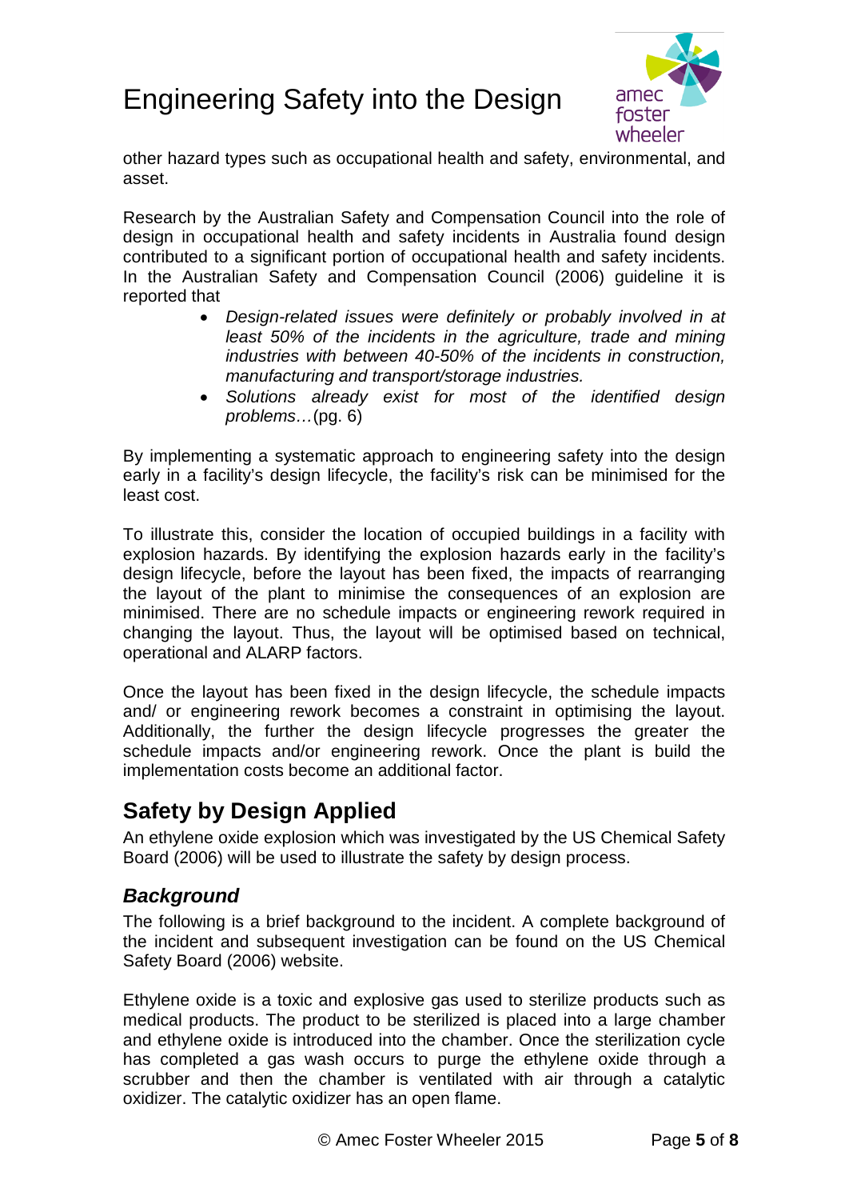other hazard types such as occupational health and safety, environmental, and asset.

Research by the Australian Safety and Compensation Council into the role of design in occupational health and safety incidents in Australia found design contributed to a significant portion of occupational health and safety incidents. In the Australian Safety and Compensation Council (2006) guideline it is reported that

- *Design-related issues were definitely or probably involved in at least 50% of the incidents in the agriculture, trade and mining industries with between 40-50% of the incidents in construction, manufacturing and transport/storage industries.*
- *Solutions already exist for most of the identified design problems…*(pg. 6)

By implementing a systematic approach to engineering safety into the design early in a facility's design lifecycle, the facility's risk can be minimised for the least cost.

To illustrate this, consider the location of occupied buildings in a facility with explosion hazards. By identifying the explosion hazards early in the facility's design lifecycle, before the layout has been fixed, the impacts of rearranging the layout of the plant to minimise the consequences of an explosion are minimised. There are no schedule impacts or engineering rework required in changing the layout. Thus, the layout will be optimised based on technical, operational and ALARP factors.

Once the layout has been fixed in the design lifecycle, the schedule impacts and/ or engineering rework becomes a constraint in optimising the layout. Additionally, the further the design lifecycle progresses the greater the schedule impacts and/or engineering rework. Once the plant is build the implementation costs become an additional factor.

## Safety by Design Applied

An ethylene oxide explosion which was investigated by the US Chemical Safety Board (2006) will be used to illustrate the safety by design process.

### *Background*

The following is a brief background to the incident. A complete background of the incident and subsequent investigation can be found on the US Chemical Safety Board (2006) website.

Ethylene oxide is a toxic and explosive gas used to sterilize products such as medical products. The product to be sterilized is placed into a large chamber and ethylene oxide is introduced into the chamber. Once the sterilization cycle has completed a gas wash occurs to purge the ethylene oxide through a scrubber and then the chamber is ventilated with air through a catalytic oxidizer. The catalytic oxidizer has an open flame.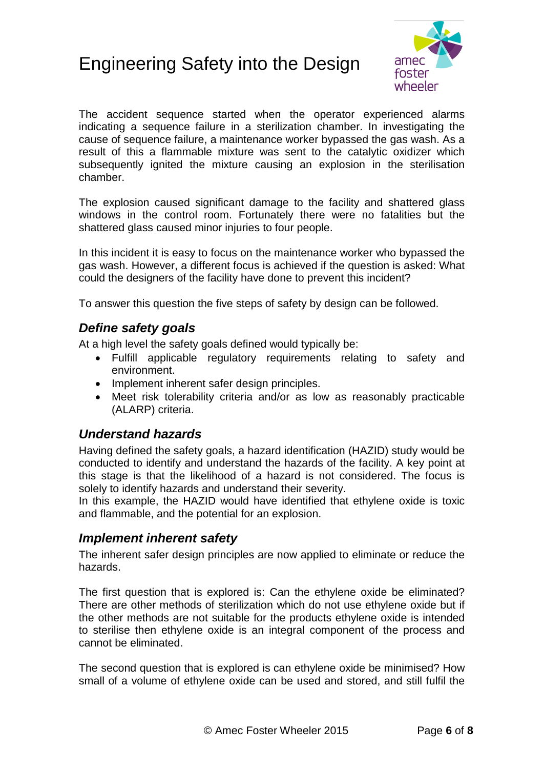The accident sequence started when the operator experienced alarms indicating a sequence failure in a sterilization chamber. In investigating the cause of sequence failure, a maintenance worker bypassed the gas wash. As a result of this a flammable mixture was sent to the catalytic oxidizer which subsequently ignited the mixture causing an explosion in the sterilisation chamber.

The explosion caused significant damage to the facility and shattered glass windows in the control room. Fortunately there were no fatalities but the shattered glass caused minor injuries to four people.

In this incident it is easy to focus on the maintenance worker who bypassed the gas wash. However, a different focus is achieved if the question is asked: What could the designers of the facility have done to prevent this incident?

To answer this question the five steps of safety by design can be followed.

### *Define safety goals*

At a high level the safety goals defined would typically be:

- Fulfill applicable regulatory requirements relating to safety and environment.
- Implement inherent safer design principles.
- Meet risk tolerability criteria and/or as low as reasonably practicable (ALARP) criteria.

### *Understand hazards*

Having defined the safety goals, a hazard identification (HAZID) study would be conducted to identify and understand the hazards of the facility. A key point at this stage is that the likelihood of a hazard is not considered. The focus is solely to identify hazards and understand their severity.
In this example, the HAZID would have identified that ethylene oxide is toxic and flammable, and the potential for an explosion.

### *Implement inherent safety*

The inherent safer design principles are now applied to eliminate or reduce the hazards.

The first question that is explored is: Can the ethylene oxide be eliminated? There are other methods of sterilization which do not use ethylene oxide but if the other methods are not suitable for the products ethylene oxide is intended to sterilise then ethylene oxide is an integral component of the process and cannot be eliminated.

The second question that is explored is can ethylene oxide be minimised? How small of a volume of ethylene oxide can be used and stored, and still fulfil the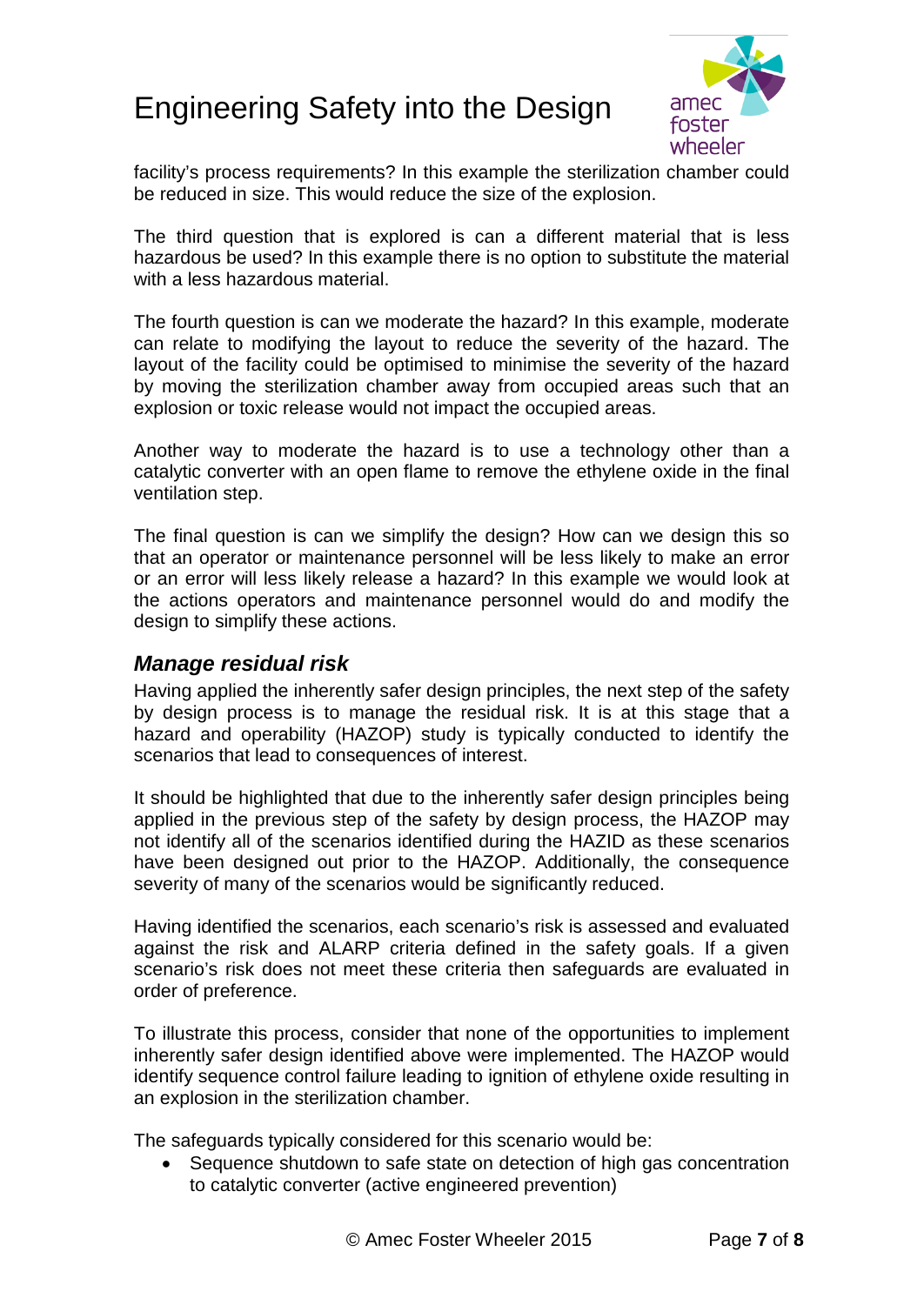facility's process requirements? In this example the sterilization chamber could be reduced in size. This would reduce the size of the explosion.

The third question that is explored is can a different material that is less hazardous be used? In this example there is no option to substitute the material with a less hazardous material.

The fourth question is can we moderate the hazard? In this example, moderate can relate to modifying the layout to reduce the severity of the hazard. The layout of the facility could be optimised to minimise the severity of the hazard by moving the sterilization chamber away from occupied areas such that an explosion or toxic release would not impact the occupied areas.

Another way to moderate the hazard is to use a technology other than a catalytic converter with an open flame to remove the ethylene oxide in the final ventilation step.

The final question is can we simplify the design? How can we design this so that an operator or maintenance personnel will be less likely to make an error or an error will less likely release a hazard? In this example we would look at the actions operators and maintenance personnel would do and modify the design to simplify these actions.

### *Manage residual risk*

Having applied the inherently safer design principles, the next step of the safety by design process is to manage the residual risk. It is at this stage that a hazard and operability (HAZOP) study is typically conducted to identify the scenarios that lead to consequences of interest.

It should be highlighted that due to the inherently safer design principles being applied in the previous step of the safety by design process, the HAZOP may not identify all of the scenarios identified during the HAZID as these scenarios have been designed out prior to the HAZOP. Additionally, the consequence severity of many of the scenarios would be significantly reduced.

Having identified the scenarios, each scenario's risk is assessed and evaluated against the risk and ALARP criteria defined in the safety goals. If a given scenario's risk does not meet these criteria then safeguards are evaluated in order of preference.

To illustrate this process, consider that none of the opportunities to implement inherently safer design identified above were implemented. The HAZOP would identify sequence control failure leading to ignition of ethylene oxide resulting in an explosion in the sterilization chamber.

The safeguards typically considered for this scenario would be:

- Sequence shutdown to safe state on detection of high gas concentration to catalytic converter (active engineered prevention)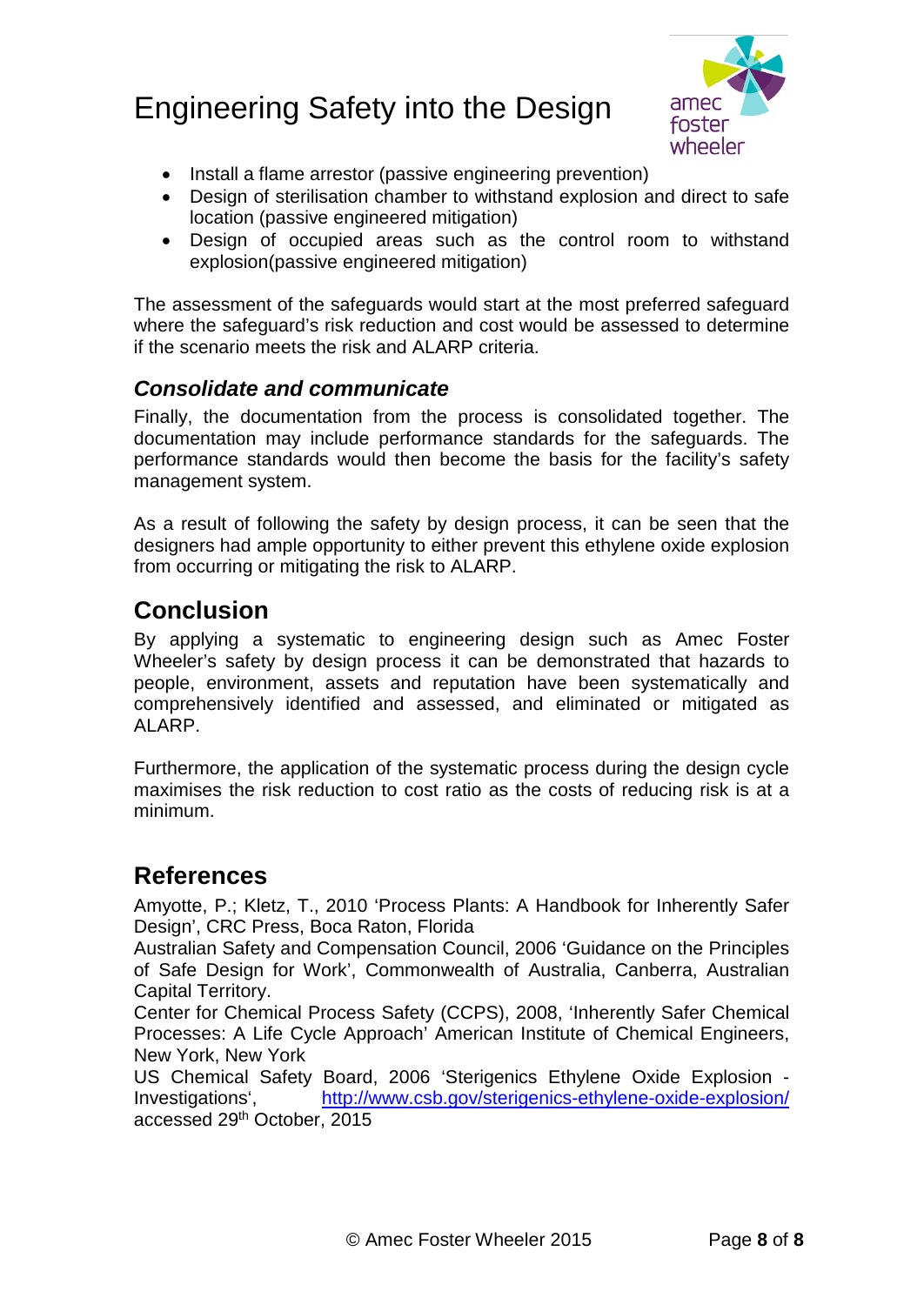- Install a flame arrestor (passive engineering prevention)
- Design of sterilisation chamber to withstand explosion and direct to safe location (passive engineered mitigation)
- Design of occupied areas such as the control room to withstand explosion(passive engineered mitigation)

The assessment of the safeguards would start at the most preferred safeguard where the safeguard's risk reduction and cost would be assessed to determine if the scenario meets the risk and ALARP criteria.

### *Consolidate and communicate*

Finally, the documentation from the process is consolidated together. The documentation may include performance standards for the safeguards. The performance standards would then become the basis for the facility's safety management system.

As a result of following the safety by design process, it can be seen that the designers had ample opportunity to either prevent this ethylene oxide explosion from occurring or mitigating the risk to ALARP.

## Conclusion

By applying a systematic to engineering design such as Amec Foster Wheeler's safety by design process it can be demonstrated that hazards to people, environment, assets and reputation have been systematically and comprehensively identified and assessed, and eliminated or mitigated as ALARP.

Furthermore, the application of the systematic process during the design cycle maximises the risk reduction to cost ratio as the costs of reducing risk is at a minimum.

## References

Amyotte, P.; Kletz, T., 2010 'Process Plants: A Handbook for Inherently Safer Design', CRC Press, Boca Raton, Florida

Australian Safety and Compensation Council, 2006 'Guidance on the Principles of Safe Design for Work', Commonwealth of Australia, Canberra, Australian Capital Territory.

Center for Chemical Process Safety (CCPS), 2008, 'Inherently Safer Chemical Processes: A Life Cycle Approach' American Institute of Chemical Engineers, New York, New York

US Chemical Safety Board, 2006 'Sterigenics Ethylene Oxide Explosion - Investigations', http://www.csb.gov/sterigenics-ethylene-oxide-explosion/ accessed 29th October, 2015